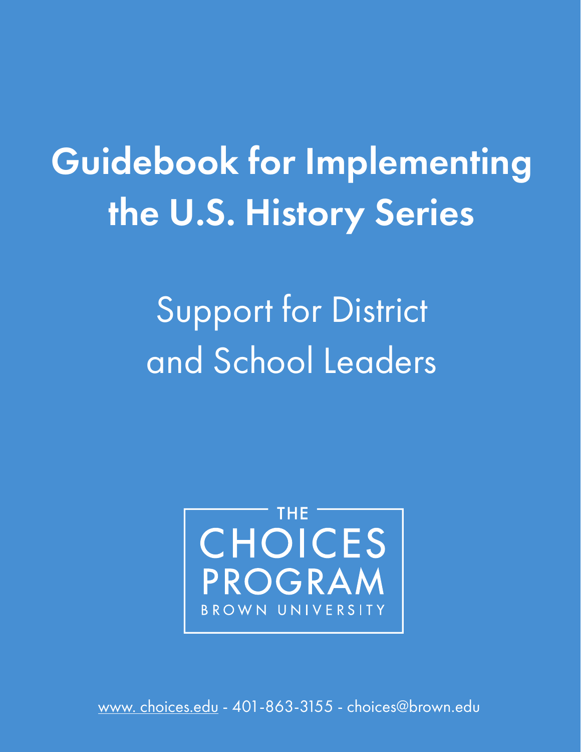# Guidebook for Implementing the U.S. History Series

## Support for District and School Leaders

THE CHOICES PROGRAM
BROWN UNIVERSITY

www. choices.edu - 401-863-3155 - choices@brown.edu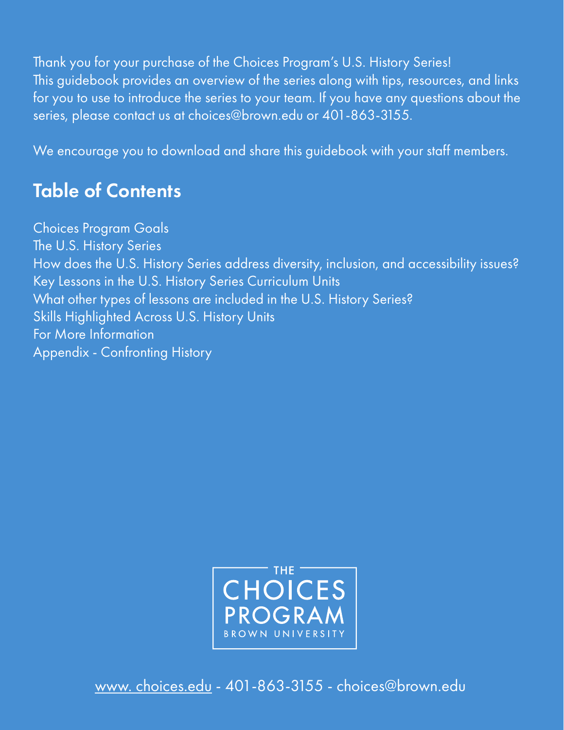Thank you for your purchase of the Choices Program's U.S. History Series! This guidebook provides an overview of the series along with tips, resources, and links for you to use to introduce the series to your team. If you have any questions about the series, please contact us at choices@brown.edu or 401-863-3155.

We encourage you to download and share this guidebook with your staff members.

## Table of Contents

Choices Program Goals
The U.S. History Series
How does the U.S. History Series address diversity, inclusion, and accessibility issues?
Key Lessons in the U.S. History Series Curriculum Units
What other types of lessons are included in the U.S. History Series?
Skills Highlighted Across U.S. History Units
For More Information
Appendix - Confronting History

THE CHOICES PROGRAM
BROWN UNIVERSITY

www. choices.edu - 401-863-3155 - choices@brown.edu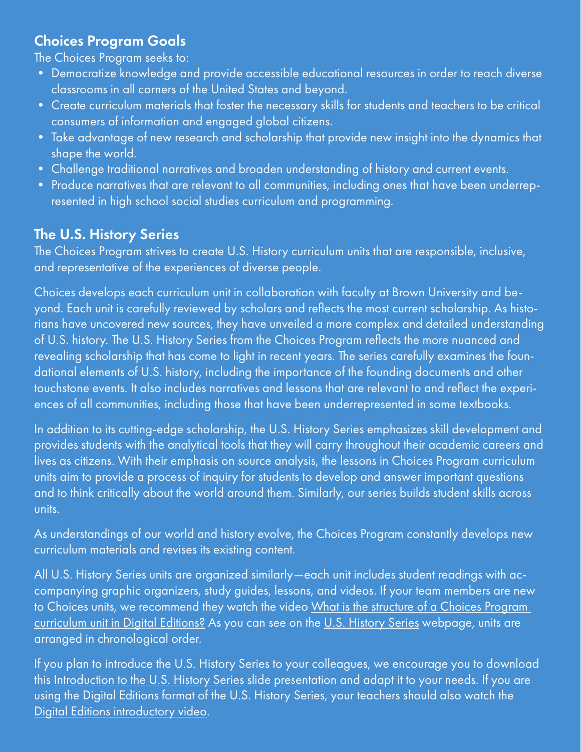## Choices Program Goals

The Choices Program seeks to:

- Democratize knowledge and provide accessible educational resources in order to reach diverse classrooms in all corners of the United States and beyond.
- Create curriculum materials that foster the necessary skills for students and teachers to be critical consumers of information and engaged global citizens.
- Take advantage of new research and scholarship that provide new insight into the dynamics that shape the world.
- Challenge traditional narratives and broaden understanding of history and current events.
- Produce narratives that are relevant to all communities, including ones that have been underrepresented in high school social studies curriculum and programming.

## The U.S. History Series

The Choices Program strives to create U.S. History curriculum units that are responsible, inclusive, and representative of the experiences of diverse people.

Choices develops each curriculum unit in collaboration with faculty at Brown University and beyond. Each unit is carefully reviewed by scholars and reflects the most current scholarship. As historians have uncovered new sources, they have unveiled a more complex and detailed understanding of U.S. history. The U.S. History Series from the Choices Program reflects the more nuanced and revealing scholarship that has come to light in recent years. The series carefully examines the foundational elements of U.S. history, including the importance of the founding documents and other touchstone events. It also includes narratives and lessons that are relevant to and reflect the experiences of all communities, including those that have been underrepresented in some textbooks.

In addition to its cutting-edge scholarship, the U.S. History Series emphasizes skill development and provides students with the analytical tools that they will carry throughout their academic careers and lives as citizens. With their emphasis on source analysis, the lessons in Choices Program curriculum units aim to provide a process of inquiry for students to develop and answer important questions and to think critically about the world around them. Similarly, our series builds student skills across units.

As understandings of our world and history evolve, the Choices Program constantly develops new curriculum materials and revises its existing content.

All U.S. History Series units are organized similarly—each unit includes student readings with accompanying graphic organizers, study guides, lessons, and videos. If your team members are new to Choices units, we recommend they watch the video What is the structure of a Choices Program curriculum unit in Digital Editions? As you can see on the U.S. History Series webpage, units are arranged in chronological order.

If you plan to introduce the U.S. History Series to your colleagues, we encourage you to download this Introduction to the U.S. History Series slide presentation and adapt it to your needs. If you are using the Digital Editions format of the U.S. History Series, your teachers should also watch the Digital Editions introductory video.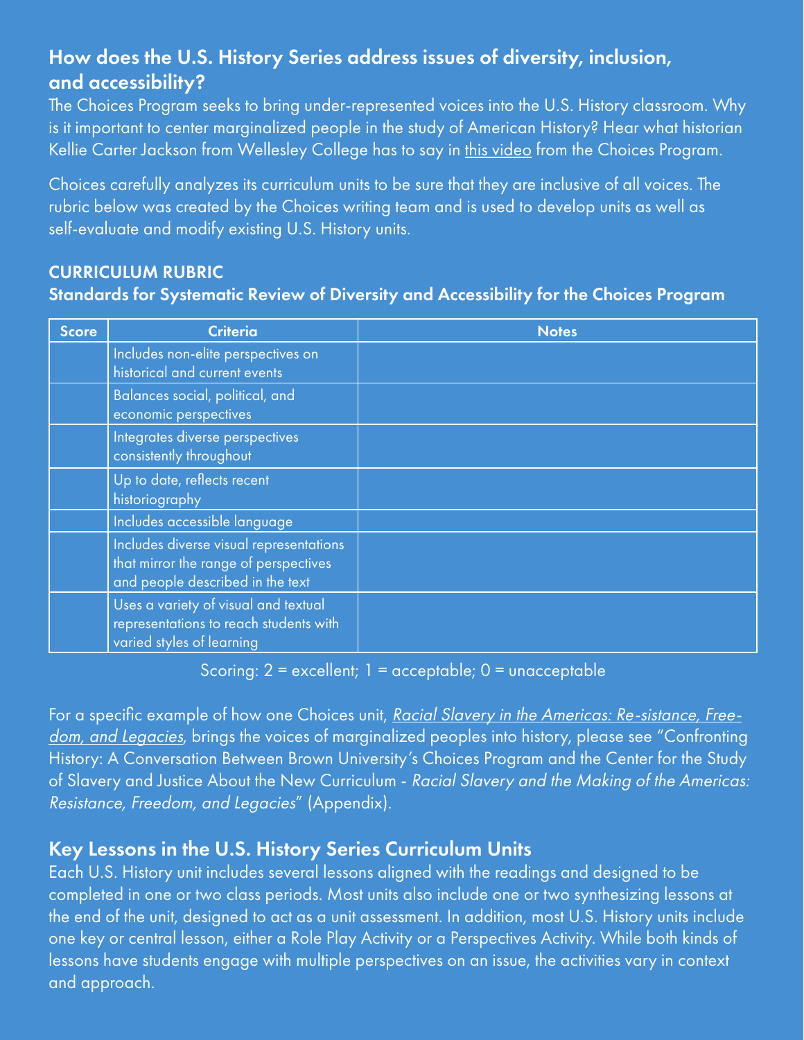## How does the U.S. History Series address issues of diversity, inclusion, and accessibility?

The Choices Program seeks to bring under-represented voices into the U.S. History classroom. Why is it important to center marginalized people in the study of American History? Hear what historian Kellie Carter Jackson from Wellesley College has to say in this video from the Choices Program.

Choices carefully analyzes its curriculum units to be sure that they are inclusive of all voices. The rubric below was created by the Choices writing team and is used to develop units as well as self-evaluate and modify existing U.S. History units.

### CURRICULUM RUBRIC
### Standards for Systematic Review of Diversity and Accessibility for the Choices Program

| Score | Criteria | Notes |
| --- | --- | --- |
| | Includes non-elite perspectives on historical and current events | |
| | Balances social, political, and economic perspectives | |
| | Integrates diverse perspectives consistently throughout | |
| | Up to date, reflects recent historiography | |
| | Includes accessible language | |
| | Includes diverse visual representations that mirror the range of perspectives and people described in the text | |
| | Uses a variety of visual and textual representations to reach students with varied styles of learning | |

Scoring: 2 = excellent; 1 = acceptable; 0 = unacceptable

For a specific example of how one Choices unit, *Racial Slavery in the Americas: Re-sistance, Free-dom, and Legacies*, brings the voices of marginalized peoples into history, please see "Confronting History: A Conversation Between Brown University's Choices Program and the Center for the Study of Slavery and Justice About the New Curriculum - *Racial Slavery and the Making of the Americas: Resistance, Freedom, and Legacies*" (Appendix).

## Key Lessons in the U.S. History Series Curriculum Units

Each U.S. History unit includes several lessons aligned with the readings and designed to be completed in one or two class periods. Most units also include one or two synthesizing lessons at the end of the unit, designed to act as a unit assessment. In addition, most U.S. History units include one key or central lesson, either a Role Play Activity or a Perspectives Activity. While both kinds of lessons have students engage with multiple perspectives on an issue, the activities vary in context and approach.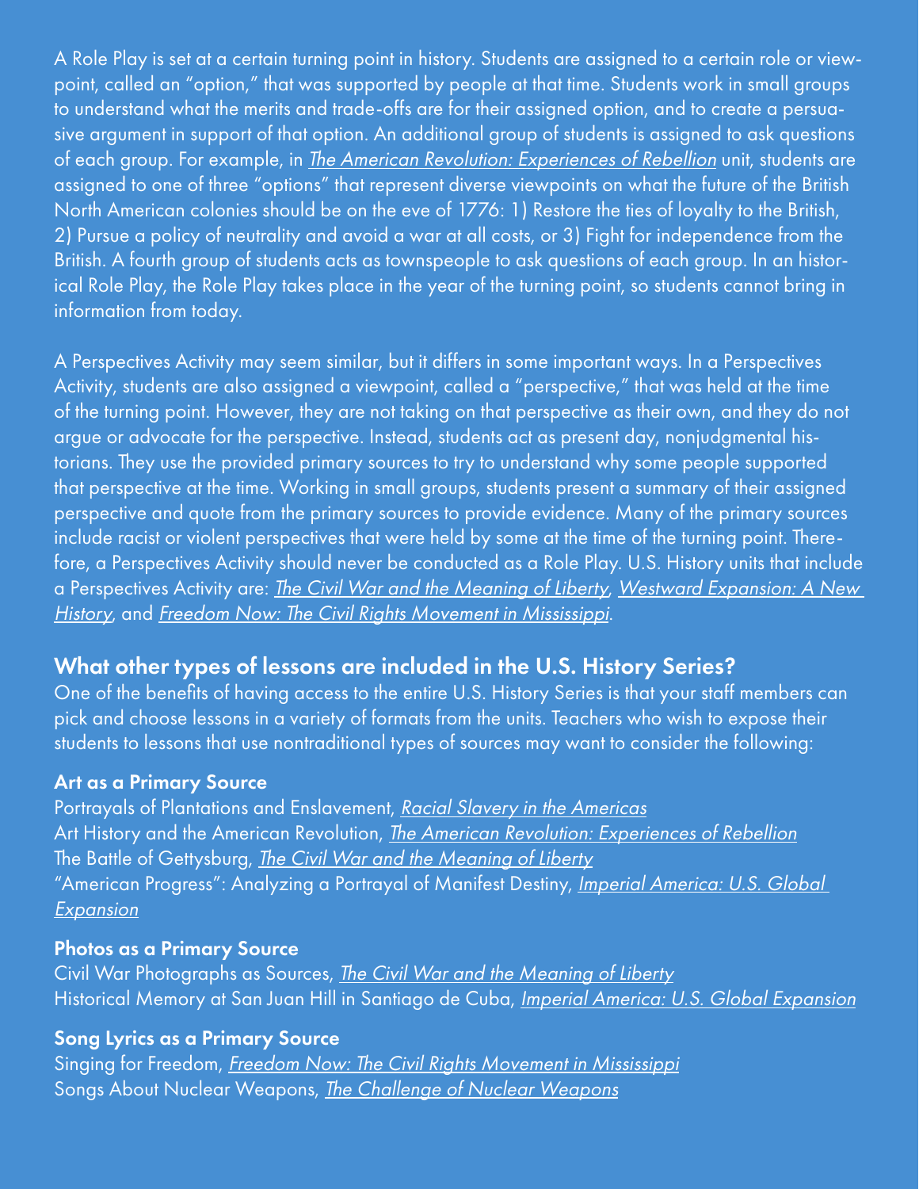A Role Play is set at a certain turning point in history. Students are assigned to a certain role or viewpoint, called an "option," that was supported by people at that time. Students work in small groups to understand what the merits and trade-offs are for their assigned option, and to create a persuasive argument in support of that option. An additional group of students is assigned to ask questions of each group. For example, in *The American Revolution: Experiences of Rebellion* unit, students are assigned to one of three "options" that represent diverse viewpoints on what the future of the British North American colonies should be on the eve of 1776: 1) Restore the ties of loyalty to the British, 2) Pursue a policy of neutrality and avoid a war at all costs, or 3) Fight for independence from the British. A fourth group of students acts as townspeople to ask questions of each group. In an historical Role Play, the Role Play takes place in the year of the turning point, so students cannot bring in information from today.

A Perspectives Activity may seem similar, but it differs in some important ways. In a Perspectives Activity, students are also assigned a viewpoint, called a "perspective," that was held at the time of the turning point. However, they are not taking on that perspective as their own, and they do not argue or advocate for the perspective. Instead, students act as present day, nonjudgmental historians. They use the provided primary sources to try to understand why some people supported that perspective at the time. Working in small groups, students present a summary of their assigned perspective and quote from the primary sources to provide evidence. Many of the primary sources include racist or violent perspectives that were held by some at the time of the turning point. Therefore, a Perspectives Activity should never be conducted as a Role Play. U.S. History units that include a Perspectives Activity are: *The Civil War and the Meaning of Liberty*, *Westward Expansion: A New History*, and *Freedom Now: The Civil Rights Movement in Mississippi*.

## What other types of lessons are included in the U.S. History Series?

One of the benefits of having access to the entire U.S. History Series is that your staff members can pick and choose lessons in a variety of formats from the units. Teachers who wish to expose their students to lessons that use nontraditional types of sources may want to consider the following:

### Art as a Primary Source

Portrayals of Plantations and Enslavement, *Racial Slavery in the Americas*
Art History and the American Revolution, *The American Revolution: Experiences of Rebellion*
The Battle of Gettysburg, *The Civil War and the Meaning of Liberty*
"American Progress": Analyzing a Portrayal of Manifest Destiny, *Imperial America: U.S. Global Expansion*

### Photos as a Primary Source

Civil War Photographs as Sources, *The Civil War and the Meaning of Liberty*
Historical Memory at San Juan Hill in Santiago de Cuba, *Imperial America: U.S. Global Expansion*

### Song Lyrics as a Primary Source

Singing for Freedom, *Freedom Now: The Civil Rights Movement in Mississippi*
Songs About Nuclear Weapons, *The Challenge of Nuclear Weapons*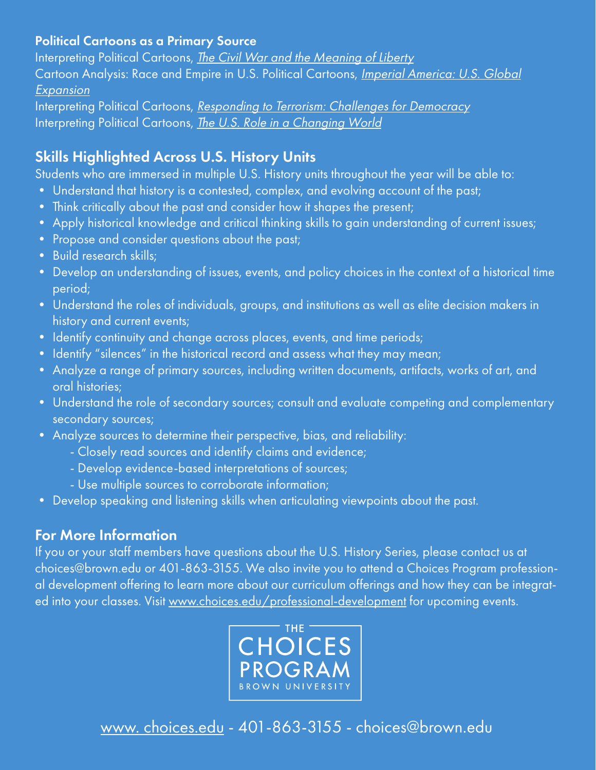### Political Cartoons as a Primary Source

Interpreting Political Cartoons, *The Civil War and the Meaning of Liberty*
Cartoon Analysis: Race and Empire in U.S. Political Cartoons, *Imperial America: U.S. Global Expansion*
Interpreting Political Cartoons, *Responding to Terrorism: Challenges for Democracy*
Interpreting Political Cartoons, *The U.S. Role in a Changing World*

## Skills Highlighted Across U.S. History Units

Students who are immersed in multiple U.S. History units throughout the year will be able to:

- Understand that history is a contested, complex, and evolving account of the past;
- Think critically about the past and consider how it shapes the present;
- Apply historical knowledge and critical thinking skills to gain understanding of current issues;
- Propose and consider questions about the past;
- Build research skills;
- Develop an understanding of issues, events, and policy choices in the context of a historical time period;
- Understand the roles of individuals, groups, and institutions as well as elite decision makers in history and current events;
- Identify continuity and change across places, events, and time periods;
- Identify "silences" in the historical record and assess what they may mean;
- Analyze a range of primary sources, including written documents, artifacts, works of art, and oral histories;
- Understand the role of secondary sources; consult and evaluate competing and complementary secondary sources;
- Analyze sources to determine their perspective, bias, and reliability:
    - Closely read sources and identify claims and evidence;
    - Develop evidence-based interpretations of sources;
    - Use multiple sources to corroborate information;
- Develop speaking and listening skills when articulating viewpoints about the past.

## For More Information

If you or your staff members have questions about the U.S. History Series, please contact us at choices@brown.edu or 401-863-3155. We also invite you to attend a Choices Program professional development offering to learn more about our curriculum offerings and how they can be integrated into your classes. Visit www.choices.edu/professional-development for upcoming events.

THE CHOICES PROGRAM
BROWN UNIVERSITY

www. choices.edu - 401-863-3155 - choices@brown.edu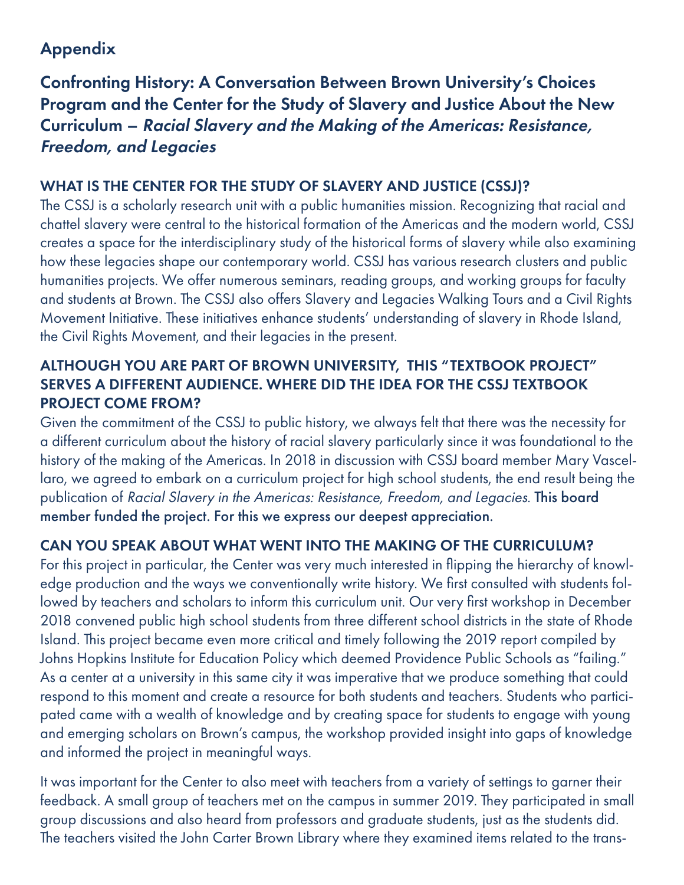## Appendix

## Confronting History: A Conversation Between Brown University's Choices Program and the Center for the Study of Slavery and Justice About the New Curriculum — *Racial Slavery and the Making of the Americas: Resistance, Freedom, and Legacies*

### WHAT IS THE CENTER FOR THE STUDY OF SLAVERY AND JUSTICE (CSSJ)?

The CSSJ is a scholarly research unit with a public humanities mission. Recognizing that racial and chattel slavery were central to the historical formation of the Americas and the modern world, CSSJ creates a space for the interdisciplinary study of the historical forms of slavery while also examining how these legacies shape our contemporary world. CSSJ has various research clusters and public humanities projects. We offer numerous seminars, reading groups, and working groups for faculty and students at Brown. The CSSJ also offers Slavery and Legacies Walking Tours and a Civil Rights Movement Initiative. These initiatives enhance students' understanding of slavery in Rhode Island, the Civil Rights Movement, and their legacies in the present.

### ALTHOUGH YOU ARE PART OF BROWN UNIVERSITY, THIS "TEXTBOOK PROJECT" SERVES A DIFFERENT AUDIENCE. WHERE DID THE IDEA FOR THE CSSJ TEXTBOOK PROJECT COME FROM?

Given the commitment of the CSSJ to public history, we always felt that there was the necessity for a different curriculum about the history of racial slavery particularly since it was foundational to the history of the making of the Americas. In 2018 in discussion with CSSJ board member Mary Vascellaro, we agreed to embark on a curriculum project for high school students, the end result being the publication of *Racial Slavery in the Americas: Resistance, Freedom, and Legacies*. **This board member funded the project. For this we express our deepest appreciation.**

### CAN YOU SPEAK ABOUT WHAT WENT INTO THE MAKING OF THE CURRICULUM?

For this project in particular, the Center was very much interested in flipping the hierarchy of knowledge production and the ways we conventionally write history. We first consulted with students followed by teachers and scholars to inform this curriculum unit. Our very first workshop in December 2018 convened public high school students from three different school districts in the state of Rhode Island. This project became even more critical and timely following the 2019 report compiled by Johns Hopkins Institute for Education Policy which deemed Providence Public Schools as "failing." As a center at a university in this same city it was imperative that we produce something that could respond to this moment and create a resource for both students and teachers. Students who participated came with a wealth of knowledge and by creating space for students to engage with young and emerging scholars on Brown's campus, the workshop provided insight into gaps of knowledge and informed the project in meaningful ways.

It was important for the Center to also meet with teachers from a variety of settings to garner their feedback. A small group of teachers met on the campus in summer 2019. They participated in small group discussions and also heard from professors and graduate students, just as the students did. The teachers visited the John Carter Brown Library where they examined items related to the trans-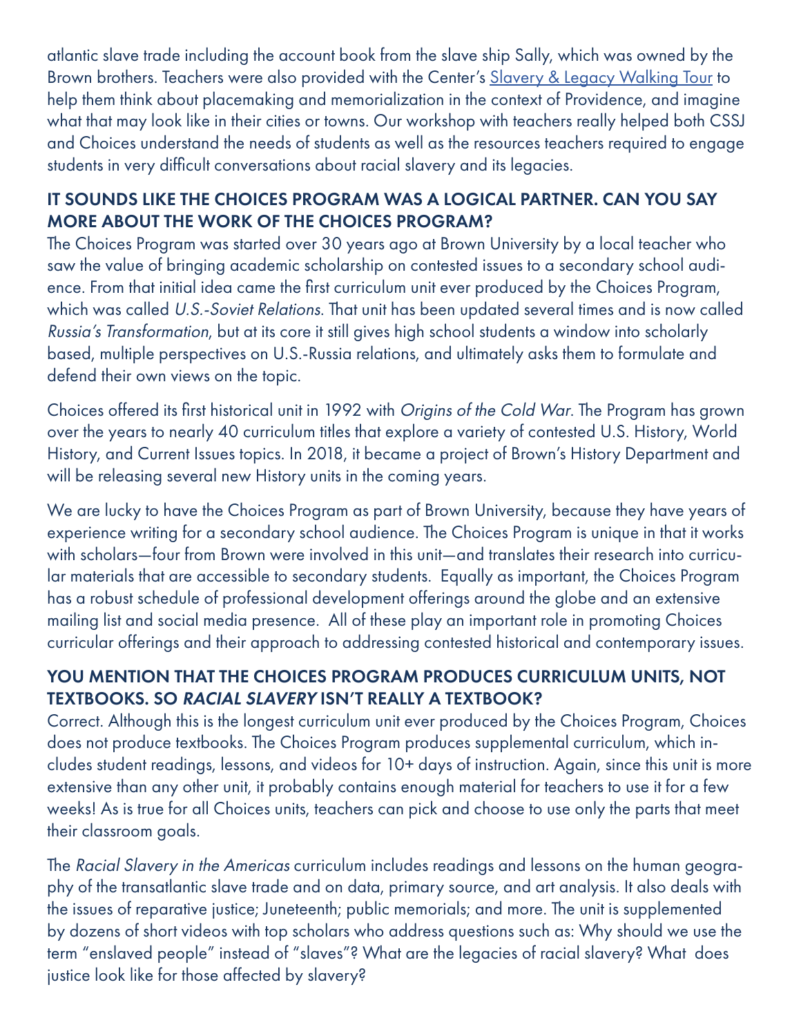atlantic slave trade including the account book from the slave ship Sally, which was owned by the Brown brothers. Teachers were also provided with the Center's [Slavery & Legacy Walking Tour]() to help them think about placemaking and memorialization in the context of Providence, and imagine what that may look like in their cities or towns. Our workshop with teachers really helped both CSSJ and Choices understand the needs of students as well as the resources teachers required to engage students in very difficult conversations about racial slavery and its legacies.

### IT SOUNDS LIKE THE CHOICES PROGRAM WAS A LOGICAL PARTNER. CAN YOU SAY MORE ABOUT THE WORK OF THE CHOICES PROGRAM?

The Choices Program was started over 30 years ago at Brown University by a local teacher who saw the value of bringing academic scholarship on contested issues to a secondary school audience. From that initial idea came the first curriculum unit ever produced by the Choices Program, which was called *U.S.-Soviet Relations*. That unit has been updated several times and is now called *Russia's Transformation*, but at its core it still gives high school students a window into scholarly based, multiple perspectives on U.S.-Russia relations, and ultimately asks them to formulate and defend their own views on the topic.

Choices offered its first historical unit in 1992 with *Origins of the Cold War*. The Program has grown over the years to nearly 40 curriculum titles that explore a variety of contested U.S. History, World History, and Current Issues topics. In 2018, it became a project of Brown's History Department and will be releasing several new History units in the coming years.

We are lucky to have the Choices Program as part of Brown University, because they have years of experience writing for a secondary school audience. The Choices Program is unique in that it works with scholars—four from Brown were involved in this unit—and translates their research into curricular materials that are accessible to secondary students. Equally as important, the Choices Program has a robust schedule of professional development offerings around the globe and an extensive mailing list and social media presence. All of these play an important role in promoting Choices curricular offerings and their approach to addressing contested historical and contemporary issues.

### YOU MENTION THAT THE CHOICES PROGRAM PRODUCES CURRICULUM UNITS, NOT TEXTBOOKS. SO *RACIAL SLAVERY* ISN'T REALLY A TEXTBOOK?

Correct. Although this is the longest curriculum unit ever produced by the Choices Program, Choices does not produce textbooks. The Choices Program produces supplemental curriculum, which includes student readings, lessons, and videos for 10+ days of instruction. Again, since this unit is more extensive than any other unit, it probably contains enough material for teachers to use it for a few weeks! As is true for all Choices units, teachers can pick and choose to use only the parts that meet their classroom goals.

The *Racial Slavery in the Americas* curriculum includes readings and lessons on the human geography of the transatlantic slave trade and on data, primary source, and art analysis. It also deals with the issues of reparative justice; Juneteenth; public memorials; and more. The unit is supplemented by dozens of short videos with top scholars who address questions such as: Why should we use the term "enslaved people" instead of "slaves"? What are the legacies of racial slavery? What does justice look like for those affected by slavery?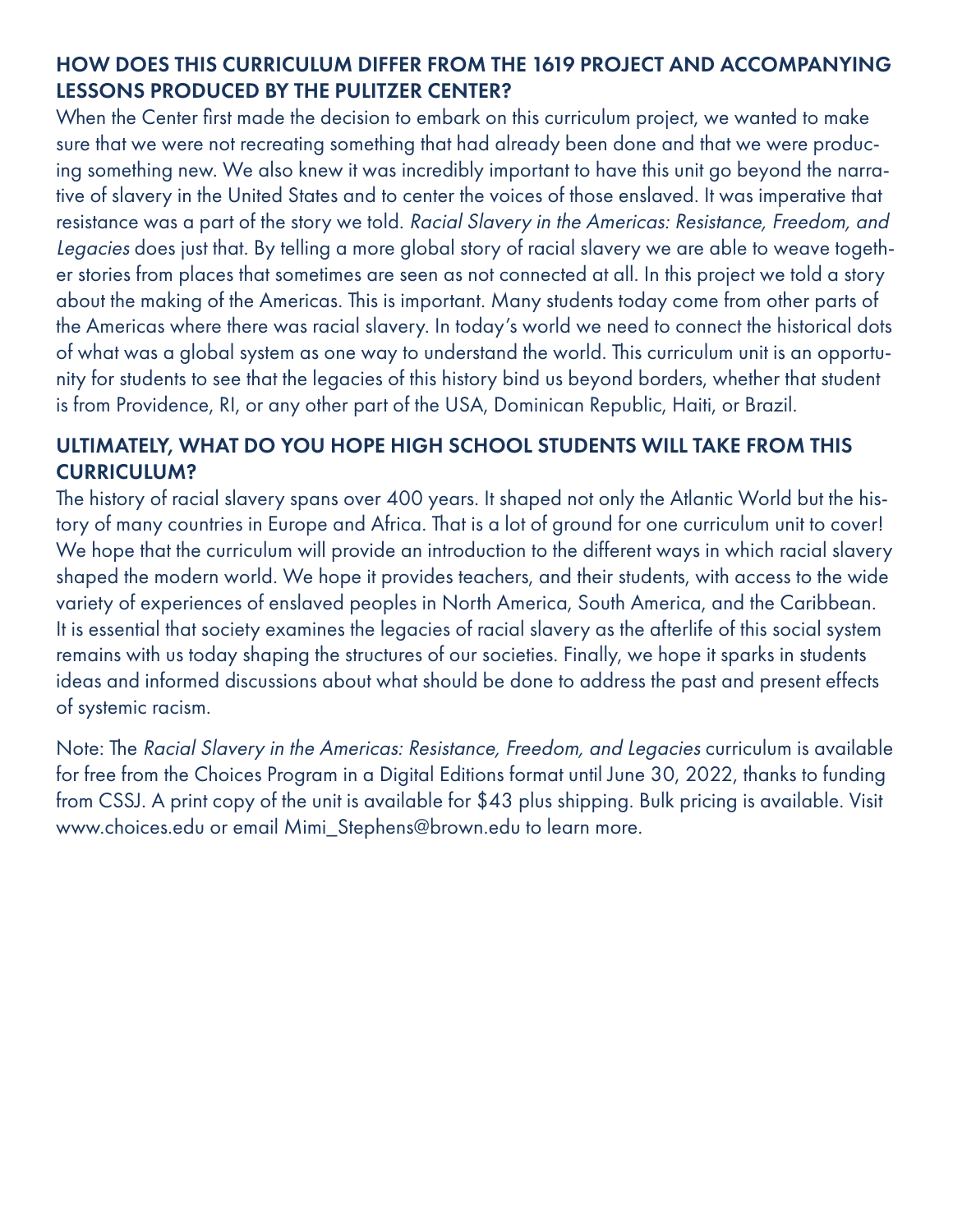### HOW DOES THIS CURRICULUM DIFFER FROM THE 1619 PROJECT AND ACCOMPANYING LESSONS PRODUCED BY THE PULITZER CENTER?

When the Center first made the decision to embark on this curriculum project, we wanted to make sure that we were not recreating something that had already been done and that we were producing something new. We also knew it was incredibly important to have this unit go beyond the narrative of slavery in the United States and to center the voices of those enslaved. It was imperative that resistance was a part of the story we told. *Racial Slavery in the Americas: Resistance, Freedom, and Legacies* does just that. By telling a more global story of racial slavery we are able to weave together stories from places that sometimes are seen as not connected at all. In this project we told a story about the making of the Americas. This is important. Many students today come from other parts of the Americas where there was racial slavery. In today's world we need to connect the historical dots of what was a global system as one way to understand the world. This curriculum unit is an opportunity for students to see that the legacies of this history bind us beyond borders, whether that student is from Providence, RI, or any other part of the USA, Dominican Republic, Haiti, or Brazil.

### ULTIMATELY, WHAT DO YOU HOPE HIGH SCHOOL STUDENTS WILL TAKE FROM THIS CURRICULUM?

The history of racial slavery spans over 400 years. It shaped not only the Atlantic World but the history of many countries in Europe and Africa. That is a lot of ground for one curriculum unit to cover! We hope that the curriculum will provide an introduction to the different ways in which racial slavery shaped the modern world. We hope it provides teachers, and their students, with access to the wide variety of experiences of enslaved peoples in North America, South America, and the Caribbean. It is essential that society examines the legacies of racial slavery as the afterlife of this social system remains with us today shaping the structures of our societies. Finally, we hope it sparks in students ideas and informed discussions about what should be done to address the past and present effects of systemic racism.

Note: The *Racial Slavery in the Americas: Resistance, Freedom, and Legacies* curriculum is available for free from the Choices Program in a Digital Editions format until June 30, 2022, thanks to funding from CSSJ. A print copy of the unit is available for $43 plus shipping. Bulk pricing is available. Visit www.choices.edu or email Mimi_Stephens@brown.edu to learn more.